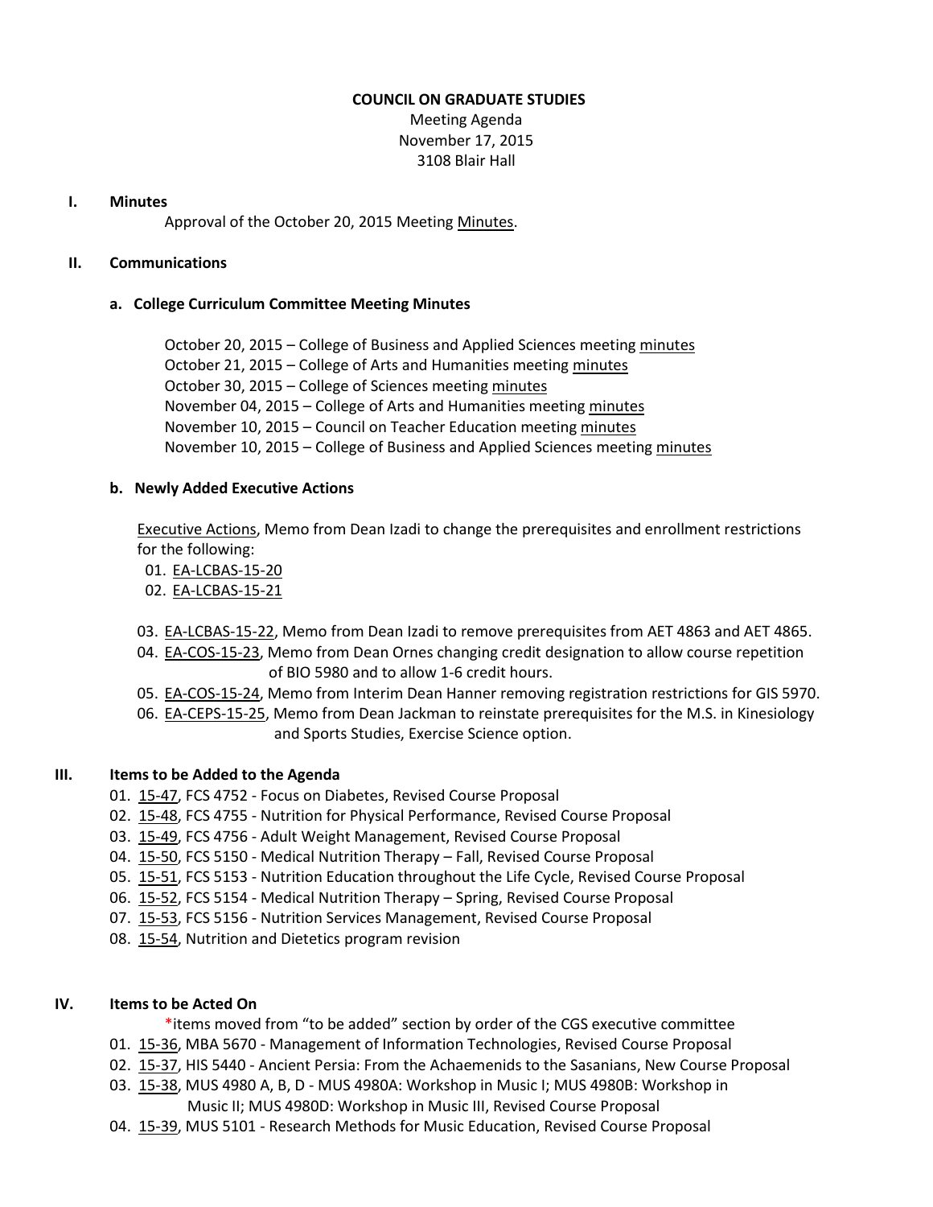# COUNCIL ON GRADUATE STUDIES

Meeting Agenda
November 17, 2015
3108 Blair Hall

## I. Minutes

Approval of the October 20, 2015 Meeting Minutes.

## II. Communications

### a. College Curriculum Committee Meeting Minutes

October 20, 2015 – College of Business and Applied Sciences meeting minutes
October 21, 2015 – College of Arts and Humanities meeting minutes
October 30, 2015 – College of Sciences meeting minutes
November 04, 2015 – College of Arts and Humanities meeting minutes
November 10, 2015 – Council on Teacher Education meeting minutes
November 10, 2015 – College of Business and Applied Sciences meeting minutes

### b. Newly Added Executive Actions

Executive Actions, Memo from Dean Izadi to change the prerequisites and enrollment restrictions for the following:

01. EA-LCBAS-15-20
02. EA-LCBAS-15-21

03. EA-LCBAS-15-22, Memo from Dean Izadi to remove prerequisites from AET 4863 and AET 4865.
04. EA-COS-15-23, Memo from Dean Ornes changing credit designation to allow course repetition of BIO 5980 and to allow 1-6 credit hours.
05. EA-COS-15-24, Memo from Interim Dean Hanner removing registration restrictions for GIS 5970.
06. EA-CEPS-15-25, Memo from Dean Jackman to reinstate prerequisites for the M.S. in Kinesiology and Sports Studies, Exercise Science option.

## III. Items to be Added to the Agenda

01. 15-47, FCS 4752 - Focus on Diabetes, Revised Course Proposal
02. 15-48, FCS 4755 - Nutrition for Physical Performance, Revised Course Proposal
03. 15-49, FCS 4756 - Adult Weight Management, Revised Course Proposal
04. 15-50, FCS 5150 - Medical Nutrition Therapy – Fall, Revised Course Proposal
05. 15-51, FCS 5153 - Nutrition Education throughout the Life Cycle, Revised Course Proposal
06. 15-52, FCS 5154 - Medical Nutrition Therapy – Spring, Revised Course Proposal
07. 15-53, FCS 5156 - Nutrition Services Management, Revised Course Proposal
08. 15-54, Nutrition and Dietetics program revision

## IV. Items to be Acted On

*items moved from "to be added" section by order of the CGS executive committee

01. 15-36, MBA 5670 - Management of Information Technologies, Revised Course Proposal
02. 15-37, HIS 5440 - Ancient Persia: From the Achaemenids to the Sasanians, New Course Proposal
03. 15-38, MUS 4980 A, B, D - MUS 4980A: Workshop in Music I; MUS 4980B: Workshop in Music II; MUS 4980D: Workshop in Music III, Revised Course Proposal
04. 15-39, MUS 5101 - Research Methods for Music Education, Revised Course Proposal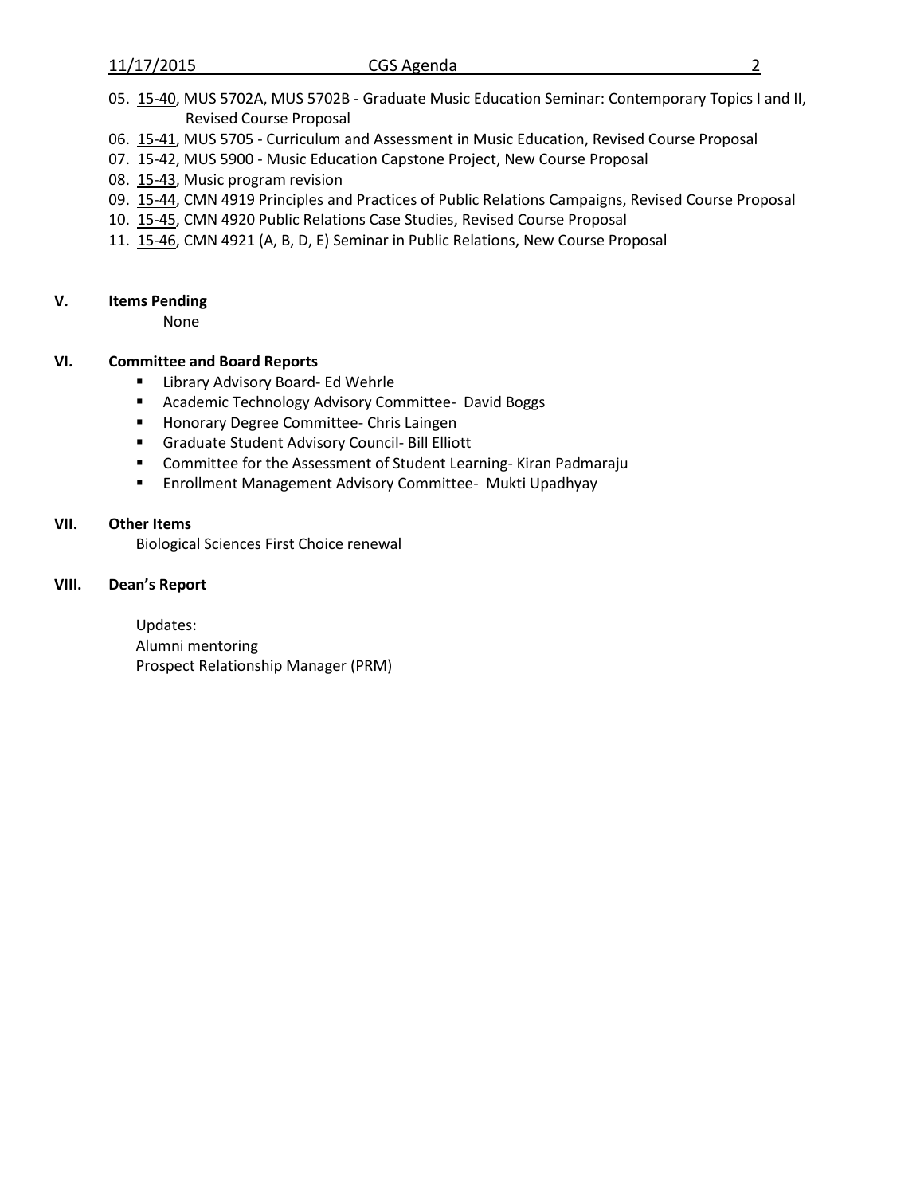05. 15-40, MUS 5702A, MUS 5702B - Graduate Music Education Seminar: Contemporary Topics I and II, Revised Course Proposal
06. 15-41, MUS 5705 - Curriculum and Assessment in Music Education, Revised Course Proposal
07. 15-42, MUS 5900 - Music Education Capstone Project, New Course Proposal
08. 15-43, Music program revision
09. 15-44, CMN 4919 Principles and Practices of Public Relations Campaigns, Revised Course Proposal
10. 15-45, CMN 4920 Public Relations Case Studies, Revised Course Proposal
11. 15-46, CMN 4921 (A, B, D, E) Seminar in Public Relations, New Course Proposal

**V. Items Pending**

None

**VI. Committee and Board Reports**

- Library Advisory Board- Ed Wehrle
- Academic Technology Advisory Committee- David Boggs
- Honorary Degree Committee- Chris Laingen
- Graduate Student Advisory Council- Bill Elliott
- Committee for the Assessment of Student Learning- Kiran Padmaraju
- Enrollment Management Advisory Committee- Mukti Upadhyay

**VII. Other Items**

Biological Sciences First Choice renewal

**VIII. Dean's Report**

Updates:
Alumni mentoring
Prospect Relationship Manager (PRM)